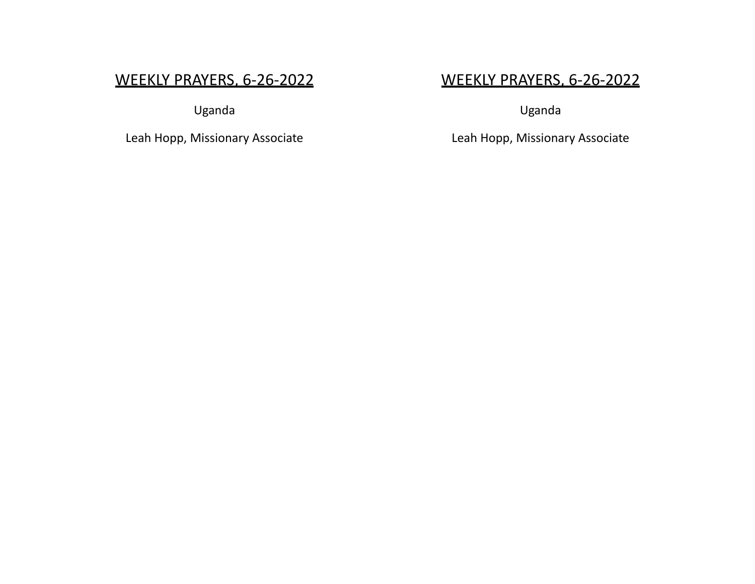WEEKLY PRAYERS, 6-26-2022

Uganda

Leah Hopp, Missionary Associate

WEEKLY PRAYERS, 6-26-2022

Uganda

Leah Hopp, Missionary Associate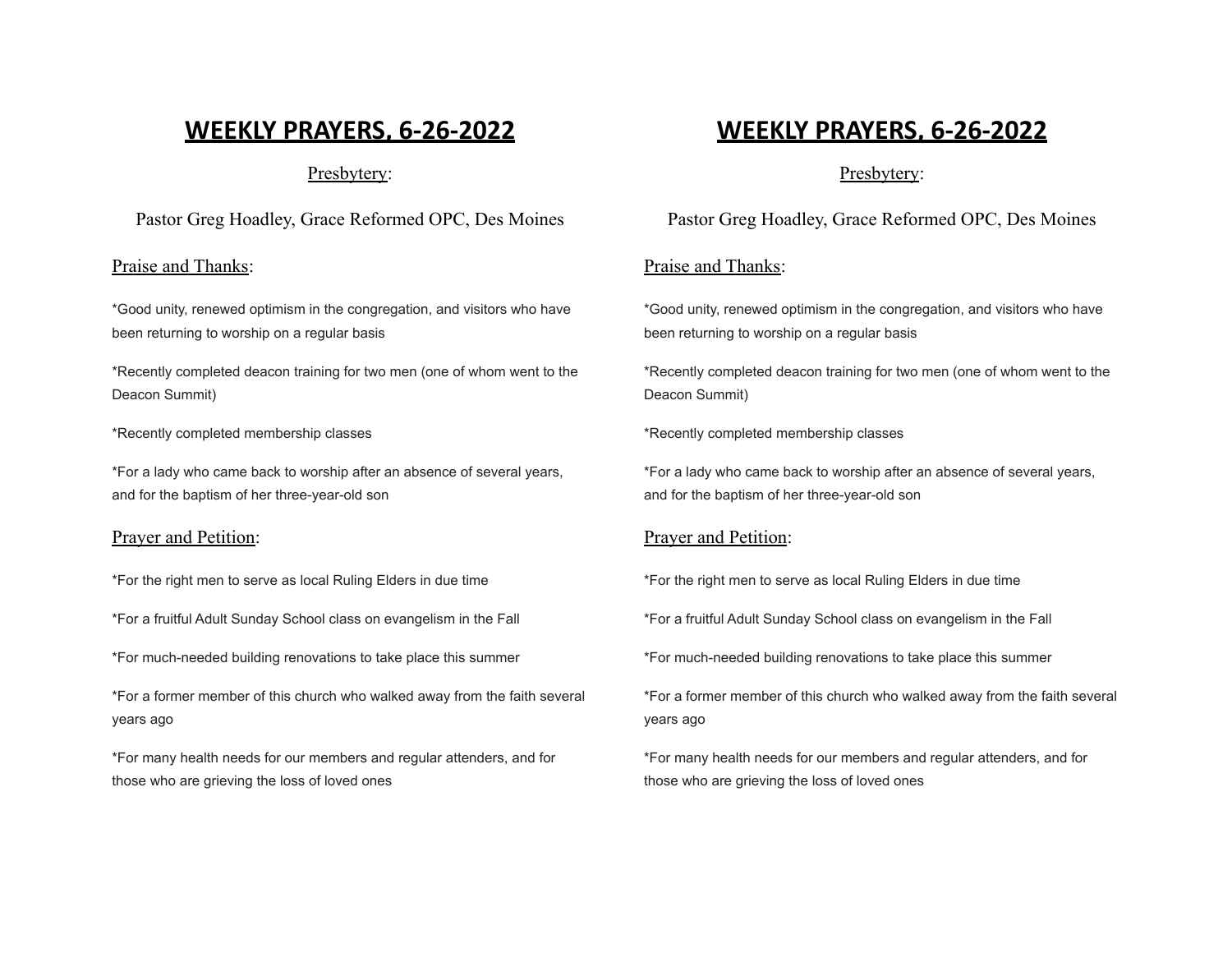# WEEKLY PRAYERS, 6-26-2022

Presbytery:

Pastor Greg Hoadley, Grace Reformed OPC, Des Moines

Praise and Thanks:

*Good unity, renewed optimism in the congregation, and visitors who have been returning to worship on a regular basis

*Recently completed deacon training for two men (one of whom went to the Deacon Summit)

*Recently completed membership classes

*For a lady who came back to worship after an absence of several years, and for the baptism of her three-year-old son

Prayer and Petition:

*For the right men to serve as local Ruling Elders in due time

*For a fruitful Adult Sunday School class on evangelism in the Fall

*For much-needed building renovations to take place this summer

*For a former member of this church who walked away from the faith several years ago

*For many health needs for our members and regular attenders, and for those who are grieving the loss of loved ones

# WEEKLY PRAYERS, 6-26-2022

Presbytery:

Pastor Greg Hoadley, Grace Reformed OPC, Des Moines

Praise and Thanks:

*Good unity, renewed optimism in the congregation, and visitors who have been returning to worship on a regular basis

*Recently completed deacon training for two men (one of whom went to the Deacon Summit)

*Recently completed membership classes

*For a lady who came back to worship after an absence of several years, and for the baptism of her three-year-old son

Prayer and Petition:

*For the right men to serve as local Ruling Elders in due time

*For a fruitful Adult Sunday School class on evangelism in the Fall

*For much-needed building renovations to take place this summer

*For a former member of this church who walked away from the faith several years ago

*For many health needs for our members and regular attenders, and for those who are grieving the loss of loved ones